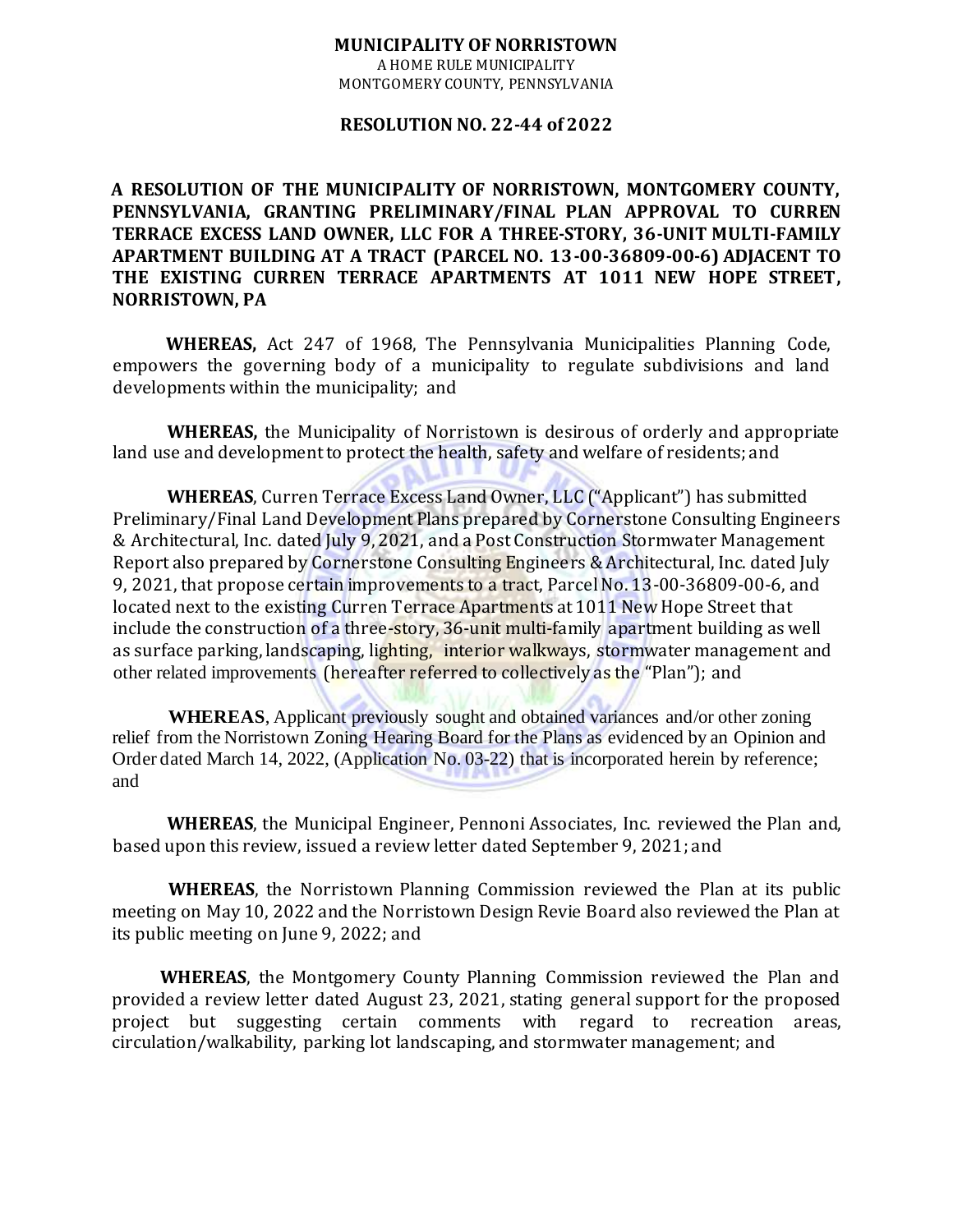**MUNICIPALITY OF NORRISTOWN**
A HOME RULE MUNICIPALITY
MONTGOMERY COUNTY, PENNSYLVANIA

**RESOLUTION NO. 22-44 of 2022**

**A RESOLUTION OF THE MUNICIPALITY OF NORRISTOWN, MONTGOMERY COUNTY, PENNSYLVANIA, GRANTING PRELIMINARY/FINAL PLAN APPROVAL TO CURREN TERRACE EXCESS LAND OWNER, LLC FOR A THREE-STORY, 36-UNIT MULTI-FAMILY APARTMENT BUILDING AT A TRACT (PARCEL NO. 13-00-36809-00-6) ADJACENT TO THE EXISTING CURREN TERRACE APARTMENTS AT 1011 NEW HOPE STREET, NORRISTOWN, PA**

**WHEREAS,** Act 247 of 1968, The Pennsylvania Municipalities Planning Code, empowers the governing body of a municipality to regulate subdivisions and land developments within the municipality; and

**WHEREAS,** the Municipality of Norristown is desirous of orderly and appropriate land use and development to protect the health, safety and welfare of residents; and

**WHEREAS**, Curren Terrace Excess Land Owner, LLC ("Applicant") has submitted Preliminary/Final Land Development Plans prepared by Cornerstone Consulting Engineers & Architectural, Inc. dated July 9, 2021, and a Post Construction Stormwater Management Report also prepared by Cornerstone Consulting Engineers & Architectural, Inc. dated July 9, 2021, that propose certain improvements to a tract, Parcel No. 13-00-36809-00-6, and located next to the existing Curren Terrace Apartments at 1011 New Hope Street that include the construction of a three-story, 36-unit multi-family apartment building as well as surface parking, landscaping, lighting, interior walkways, stormwater management and other related improvements (hereafter referred to collectively as the "Plan"); and

**WHEREAS**, Applicant previously sought and obtained variances and/or other zoning relief from the Norristown Zoning Hearing Board for the Plans as evidenced by an Opinion and Order dated March 14, 2022, (Application No. 03-22) that is incorporated herein by reference; and

**WHEREAS**, the Municipal Engineer, Pennoni Associates, Inc. reviewed the Plan and, based upon this review, issued a review letter dated September 9, 2021; and

**WHEREAS**, the Norristown Planning Commission reviewed the Plan at its public meeting on May 10, 2022 and the Norristown Design Revie Board also reviewed the Plan at its public meeting on June 9, 2022; and

**WHEREAS**, the Montgomery County Planning Commission reviewed the Plan and provided a review letter dated August 23, 2021, stating general support for the proposed project but suggesting certain comments with regard to recreation areas, circulation/walkability, parking lot landscaping, and stormwater management; and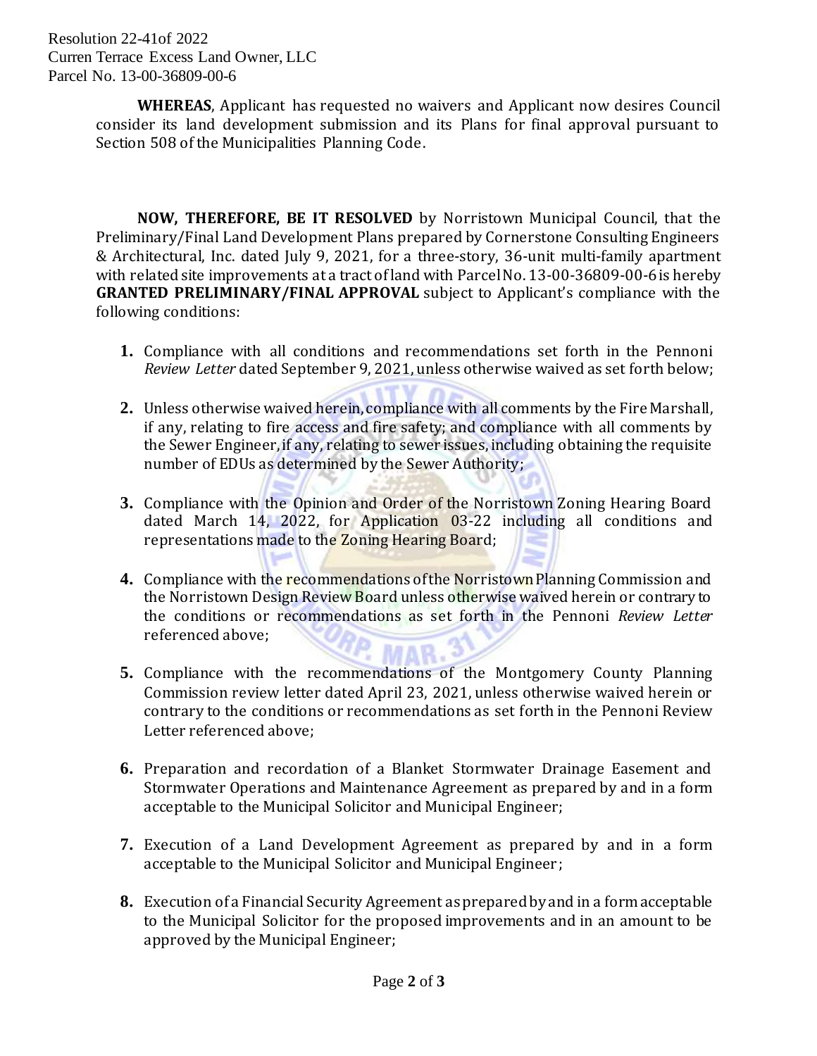**WHEREAS**, Applicant has requested no waivers and Applicant now desires Council consider its land development submission and its Plans for final approval pursuant to Section 508 of the Municipalities Planning Code.

**NOW, THEREFORE, BE IT RESOLVED** by Norristown Municipal Council, that the Preliminary/Final Land Development Plans prepared by Cornerstone Consulting Engineers & Architectural, Inc. dated July 9, 2021, for a three-story, 36-unit multi-family apartment with related site improvements at a tract of land with Parcel No. 13-00-36809-00-6 is hereby **GRANTED PRELIMINARY/FINAL APPROVAL** subject to Applicant's compliance with the following conditions:

1. Compliance with all conditions and recommendations set forth in the Pennoni *Review Letter* dated September 9, 2021, unless otherwise waived as set forth below;

2. Unless otherwise waived herein, compliance with all comments by the Fire Marshall, if any, relating to fire access and fire safety; and compliance with all comments by the Sewer Engineer, if any, relating to sewer issues, including obtaining the requisite number of EDUs as determined by the Sewer Authority;

3. Compliance with the Opinion and Order of the Norristown Zoning Hearing Board dated March 14, 2022, for Application 03-22 including all conditions and representations made to the Zoning Hearing Board;

4. Compliance with the recommendations of the Norristown Planning Commission and the Norristown Design Review Board unless otherwise waived herein or contrary to the conditions or recommendations as set forth in the Pennoni *Review Letter* referenced above;

5. Compliance with the recommendations of the Montgomery County Planning Commission review letter dated April 23, 2021, unless otherwise waived herein or contrary to the conditions or recommendations as set forth in the Pennoni Review Letter referenced above;

6. Preparation and recordation of a Blanket Stormwater Drainage Easement and Stormwater Operations and Maintenance Agreement as prepared by and in a form acceptable to the Municipal Solicitor and Municipal Engineer;

7. Execution of a Land Development Agreement as prepared by and in a form acceptable to the Municipal Solicitor and Municipal Engineer;

8. Execution of a Financial Security Agreement as prepared by and in a form acceptable to the Municipal Solicitor for the proposed improvements and in an amount to be approved by the Municipal Engineer;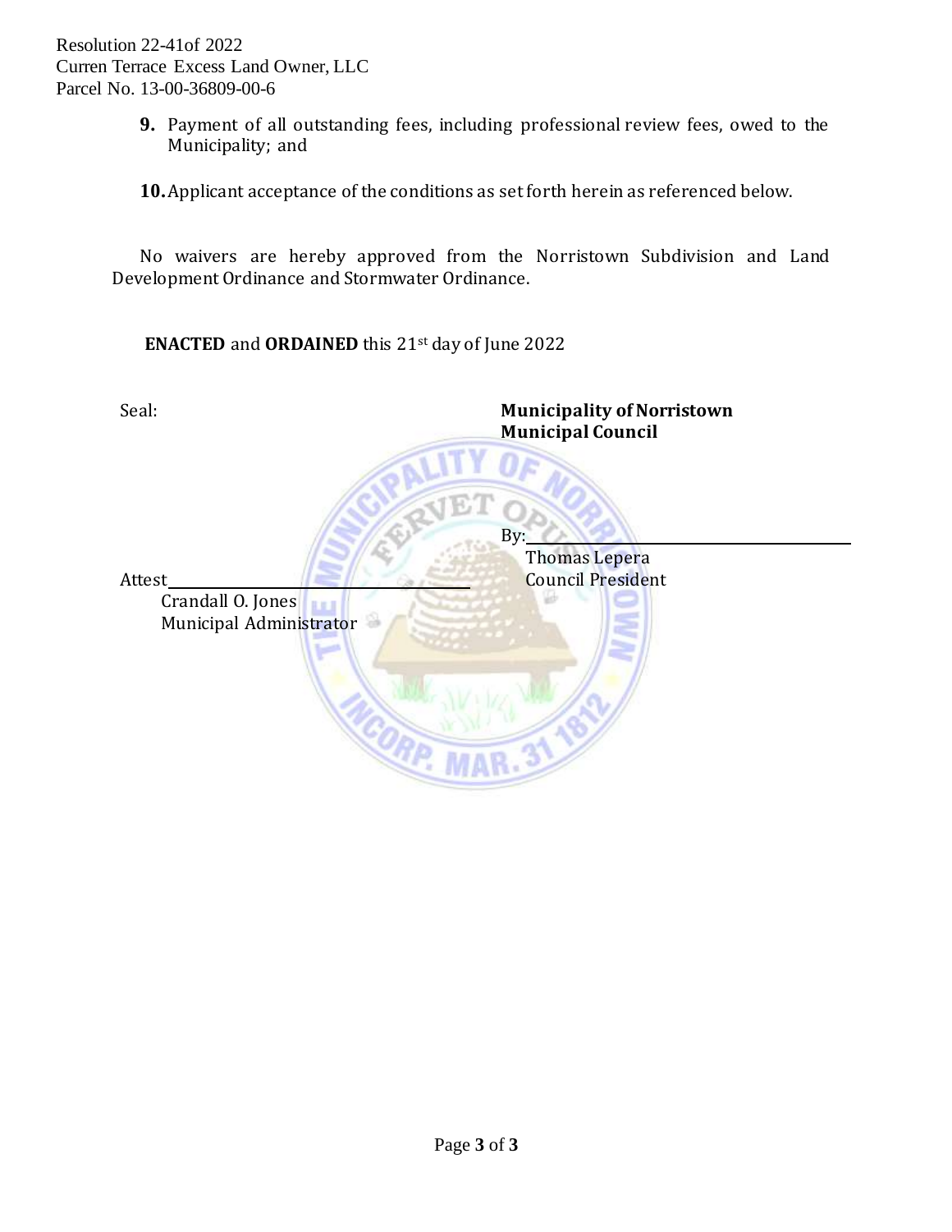Resolution 22-41of 2022
Curren Terrace Excess Land Owner, LLC
Parcel No. 13-00-36809-00-6

9. Payment of all outstanding fees, including professional review fees, owed to the Municipality; and

10. Applicant acceptance of the conditions as set forth herein as referenced below.

No waivers are hereby approved from the Norristown Subdivision and Land Development Ordinance and Stormwater Ordinance.

**ENACTED** and **ORDAINED** this 21st day of June 2022

Seal:

**Municipality of Norristown**
**Municipal Council**

By: ______________________________
Thomas Lepera
Council President

Attest ______________________________
Crandall O. Jones
Municipal Administrator